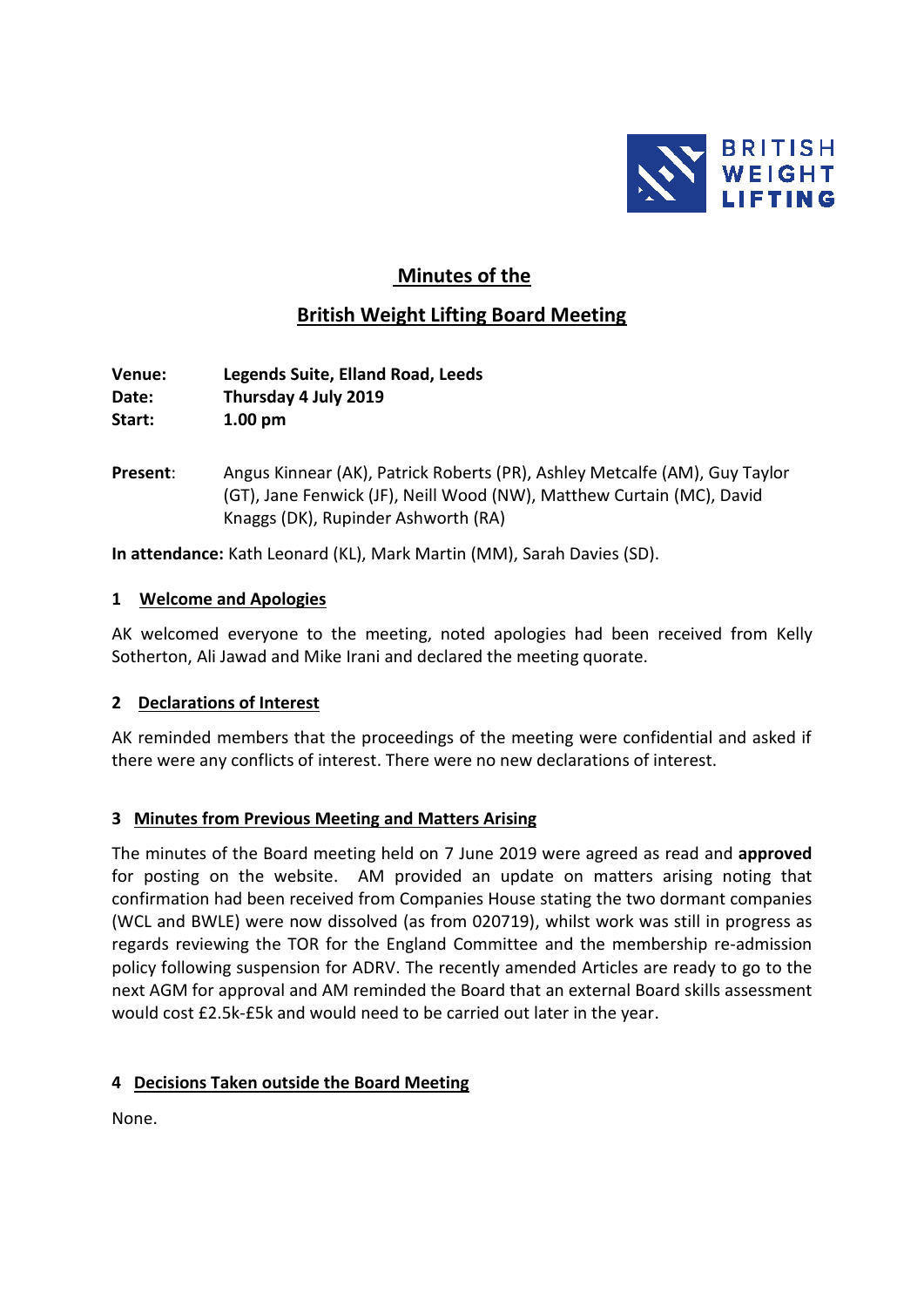# Minutes of the

# British Weight Lifting Board Meeting

**Venue:** **Legends Suite, Elland Road, Leeds**
**Date:** **Thursday 4 July 2019**
**Start:** **1.00 pm**

**Present**: Angus Kinnear (AK), Patrick Roberts (PR), Ashley Metcalfe (AM), Guy Taylor (GT), Jane Fenwick (JF), Neill Wood (NW), Matthew Curtain (MC), David Knaggs (DK), Rupinder Ashworth (RA)

**In attendance:** Kath Leonard (KL), Mark Martin (MM), Sarah Davies (SD).

## 1 Welcome and Apologies

AK welcomed everyone to the meeting, noted apologies had been received from Kelly Sotherton, Ali Jawad and Mike Irani and declared the meeting quorate.

## 2 Declarations of Interest

AK reminded members that the proceedings of the meeting were confidential and asked if there were any conflicts of interest. There were no new declarations of interest.

## 3 Minutes from Previous Meeting and Matters Arising

The minutes of the Board meeting held on 7 June 2019 were agreed as read and **approved** for posting on the website. AM provided an update on matters arising noting that confirmation had been received from Companies House stating the two dormant companies (WCL and BWLE) were now dissolved (as from 020719), whilst work was still in progress as regards reviewing the TOR for the England Committee and the membership re-admission policy following suspension for ADRV. The recently amended Articles are ready to go to the next AGM for approval and AM reminded the Board that an external Board skills assessment would cost £2.5k-£5k and would need to be carried out later in the year.

## 4 Decisions Taken outside the Board Meeting

None.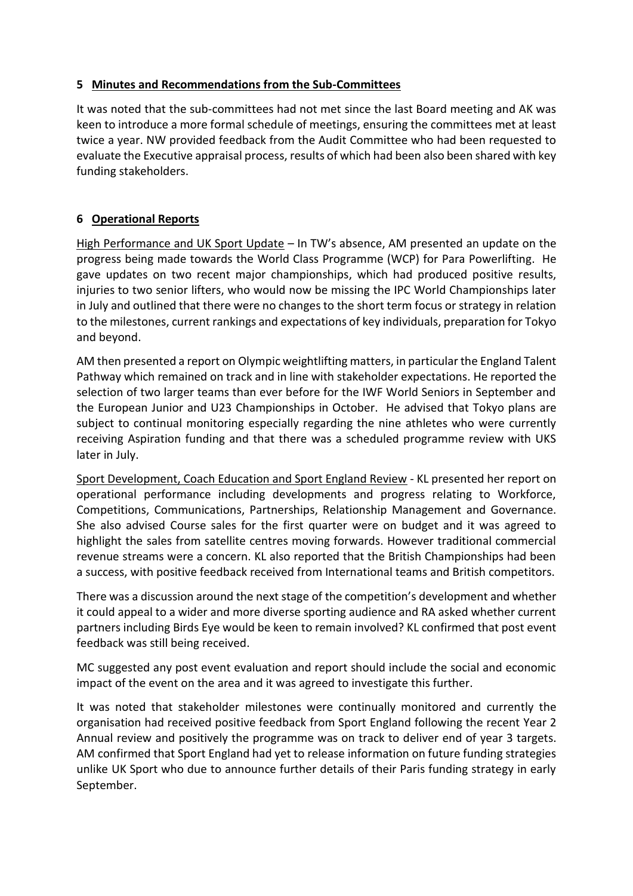## 5 Minutes and Recommendations from the Sub-Committees

It was noted that the sub-committees had not met since the last Board meeting and AK was keen to introduce a more formal schedule of meetings, ensuring the committees met at least twice a year. NW provided feedback from the Audit Committee who had been requested to evaluate the Executive appraisal process, results of which had been also been shared with key funding stakeholders.

## 6 Operational Reports

High Performance and UK Sport Update – In TW's absence, AM presented an update on the progress being made towards the World Class Programme (WCP) for Para Powerlifting. He gave updates on two recent major championships, which had produced positive results, injuries to two senior lifters, who would now be missing the IPC World Championships later in July and outlined that there were no changes to the short term focus or strategy in relation to the milestones, current rankings and expectations of key individuals, preparation for Tokyo and beyond.

AM then presented a report on Olympic weightlifting matters, in particular the England Talent Pathway which remained on track and in line with stakeholder expectations. He reported the selection of two larger teams than ever before for the IWF World Seniors in September and the European Junior and U23 Championships in October. He advised that Tokyo plans are subject to continual monitoring especially regarding the nine athletes who were currently receiving Aspiration funding and that there was a scheduled programme review with UKS later in July.

Sport Development, Coach Education and Sport England Review - KL presented her report on operational performance including developments and progress relating to Workforce, Competitions, Communications, Partnerships, Relationship Management and Governance. She also advised Course sales for the first quarter were on budget and it was agreed to highlight the sales from satellite centres moving forwards. However traditional commercial revenue streams were a concern. KL also reported that the British Championships had been a success, with positive feedback received from International teams and British competitors.

There was a discussion around the next stage of the competition's development and whether it could appeal to a wider and more diverse sporting audience and RA asked whether current partners including Birds Eye would be keen to remain involved? KL confirmed that post event feedback was still being received.

MC suggested any post event evaluation and report should include the social and economic impact of the event on the area and it was agreed to investigate this further.

It was noted that stakeholder milestones were continually monitored and currently the organisation had received positive feedback from Sport England following the recent Year 2 Annual review and positively the programme was on track to deliver end of year 3 targets. AM confirmed that Sport England had yet to release information on future funding strategies unlike UK Sport who due to announce further details of their Paris funding strategy in early September.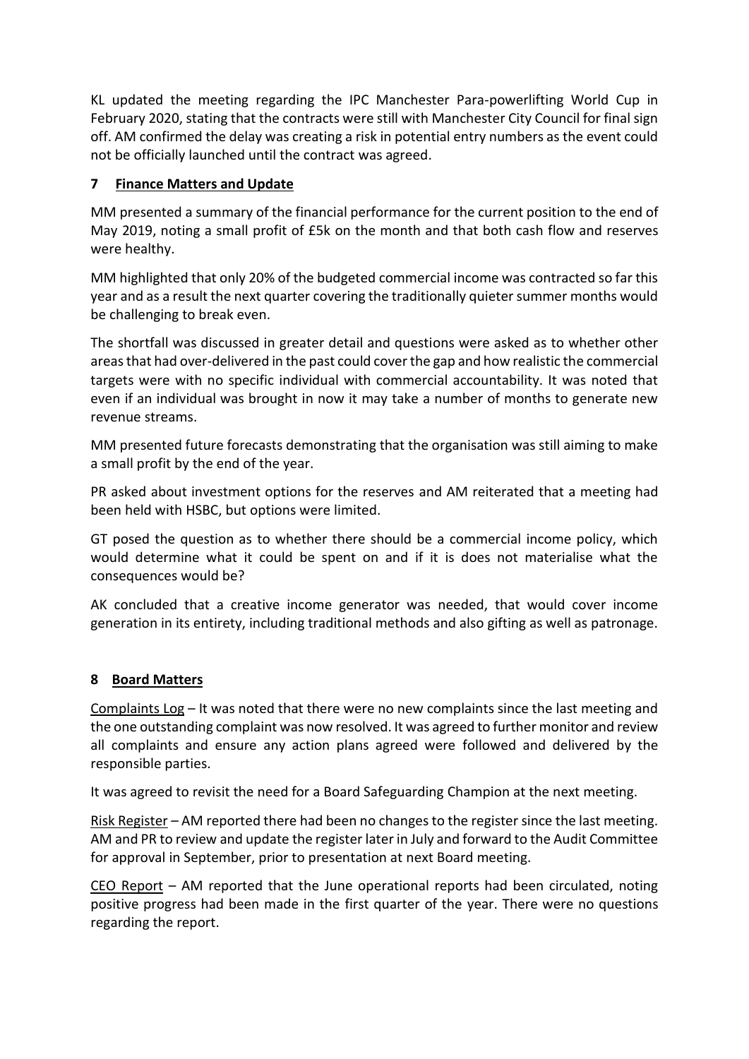KL updated the meeting regarding the IPC Manchester Para-powerlifting World Cup in February 2020, stating that the contracts were still with Manchester City Council for final sign off. AM confirmed the delay was creating a risk in potential entry numbers as the event could not be officially launched until the contract was agreed.

## 7 Finance Matters and Update

MM presented a summary of the financial performance for the current position to the end of May 2019, noting a small profit of £5k on the month and that both cash flow and reserves were healthy.

MM highlighted that only 20% of the budgeted commercial income was contracted so far this year and as a result the next quarter covering the traditionally quieter summer months would be challenging to break even.

The shortfall was discussed in greater detail and questions were asked as to whether other areas that had over-delivered in the past could cover the gap and how realistic the commercial targets were with no specific individual with commercial accountability. It was noted that even if an individual was brought in now it may take a number of months to generate new revenue streams.

MM presented future forecasts demonstrating that the organisation was still aiming to make a small profit by the end of the year.

PR asked about investment options for the reserves and AM reiterated that a meeting had been held with HSBC, but options were limited.

GT posed the question as to whether there should be a commercial income policy, which would determine what it could be spent on and if it is does not materialise what the consequences would be?

AK concluded that a creative income generator was needed, that would cover income generation in its entirety, including traditional methods and also gifting as well as patronage.

## 8 Board Matters

Complaints Log – It was noted that there were no new complaints since the last meeting and the one outstanding complaint was now resolved. It was agreed to further monitor and review all complaints and ensure any action plans agreed were followed and delivered by the responsible parties.

It was agreed to revisit the need for a Board Safeguarding Champion at the next meeting.

Risk Register – AM reported there had been no changes to the register since the last meeting. AM and PR to review and update the register later in July and forward to the Audit Committee for approval in September, prior to presentation at next Board meeting.

CEO Report – AM reported that the June operational reports had been circulated, noting positive progress had been made in the first quarter of the year. There were no questions regarding the report.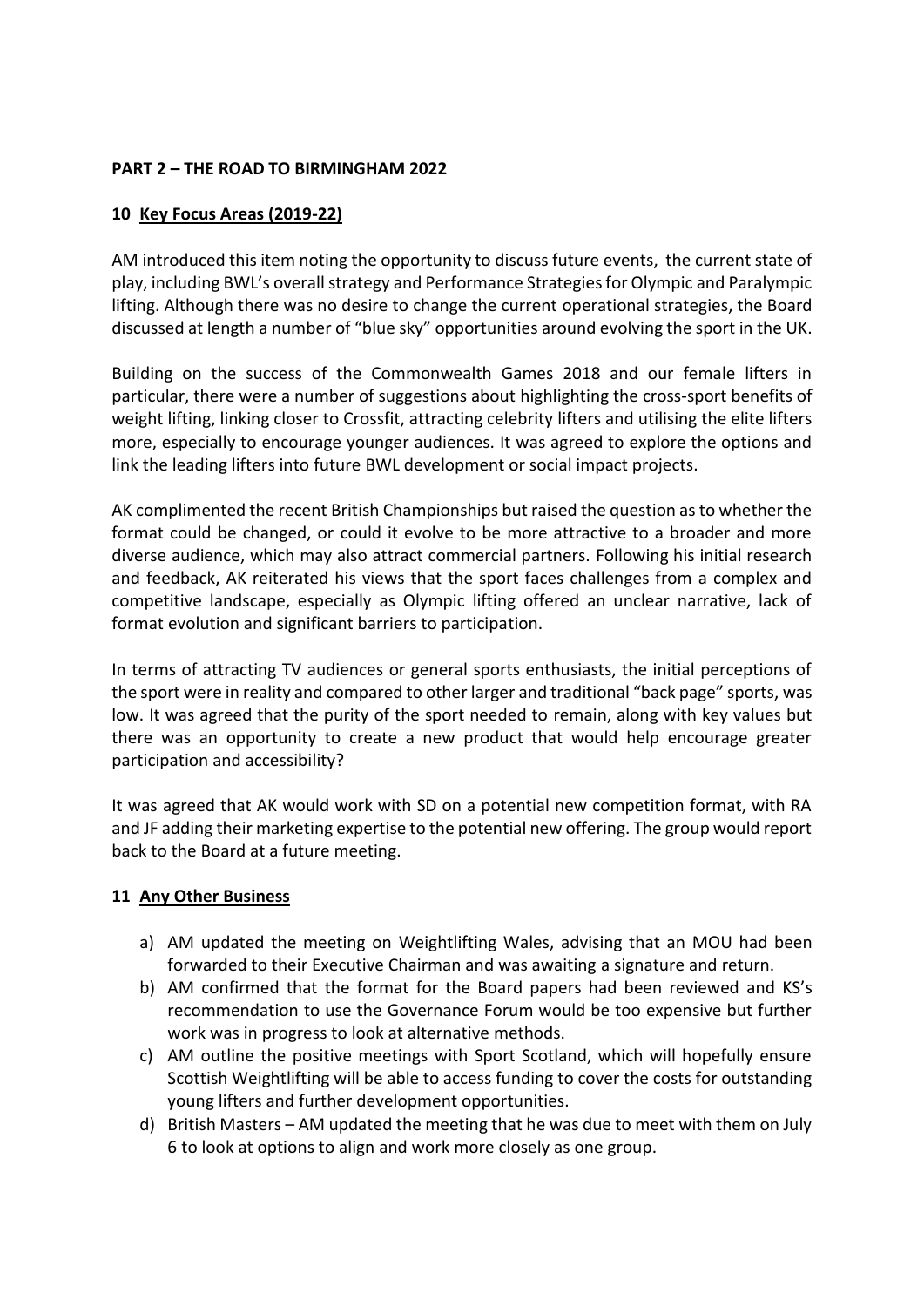**PART 2 – THE ROAD TO BIRMINGHAM 2022**

**10 Key Focus Areas (2019-22)**

AM introduced this item noting the opportunity to discuss future events, the current state of play, including BWL's overall strategy and Performance Strategies for Olympic and Paralympic lifting. Although there was no desire to change the current operational strategies, the Board discussed at length a number of "blue sky" opportunities around evolving the sport in the UK.

Building on the success of the Commonwealth Games 2018 and our female lifters in particular, there were a number of suggestions about highlighting the cross-sport benefits of weight lifting, linking closer to Crossfit, attracting celebrity lifters and utilising the elite lifters more, especially to encourage younger audiences. It was agreed to explore the options and link the leading lifters into future BWL development or social impact projects.

AK complimented the recent British Championships but raised the question as to whether the format could be changed, or could it evolve to be more attractive to a broader and more diverse audience, which may also attract commercial partners. Following his initial research and feedback, AK reiterated his views that the sport faces challenges from a complex and competitive landscape, especially as Olympic lifting offered an unclear narrative, lack of format evolution and significant barriers to participation.

In terms of attracting TV audiences or general sports enthusiasts, the initial perceptions of the sport were in reality and compared to other larger and traditional "back page" sports, was low. It was agreed that the purity of the sport needed to remain, along with key values but there was an opportunity to create a new product that would help encourage greater participation and accessibility?

It was agreed that AK would work with SD on a potential new competition format, with RA and JF adding their marketing expertise to the potential new offering. The group would report back to the Board at a future meeting.

**11 Any Other Business**

a) AM updated the meeting on Weightlifting Wales, advising that an MOU had been forwarded to their Executive Chairman and was awaiting a signature and return.
b) AM confirmed that the format for the Board papers had been reviewed and KS's recommendation to use the Governance Forum would be too expensive but further work was in progress to look at alternative methods.
c) AM outline the positive meetings with Sport Scotland, which will hopefully ensure Scottish Weightlifting will be able to access funding to cover the costs for outstanding young lifters and further development opportunities.
d) British Masters – AM updated the meeting that he was due to meet with them on July 6 to look at options to align and work more closely as one group.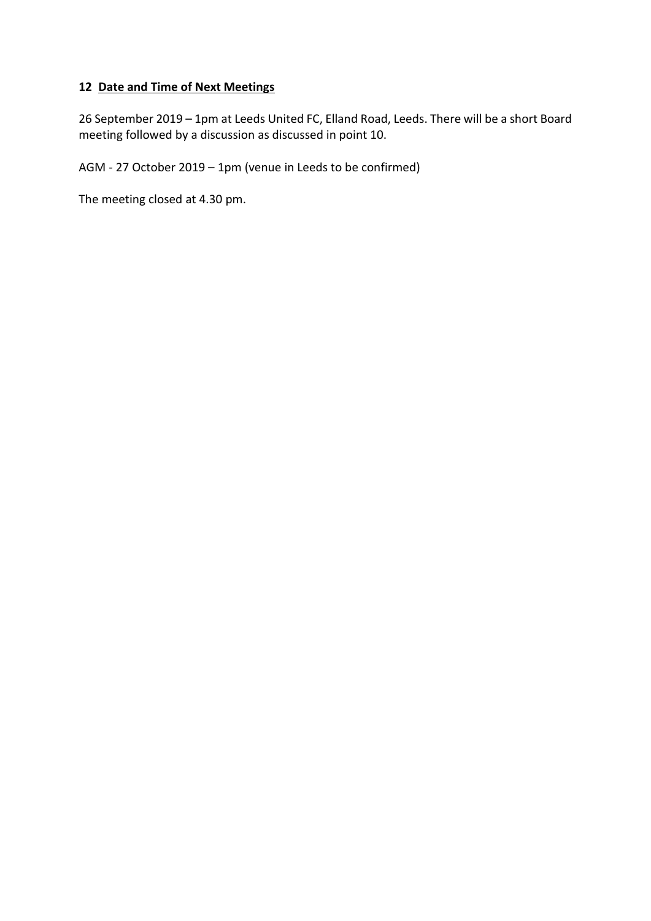## 12 Date and Time of Next Meetings

26 September 2019 – 1pm at Leeds United FC, Elland Road, Leeds. There will be a short Board meeting followed by a discussion as discussed in point 10.

AGM - 27 October 2019 – 1pm (venue in Leeds to be confirmed)

The meeting closed at 4.30 pm.